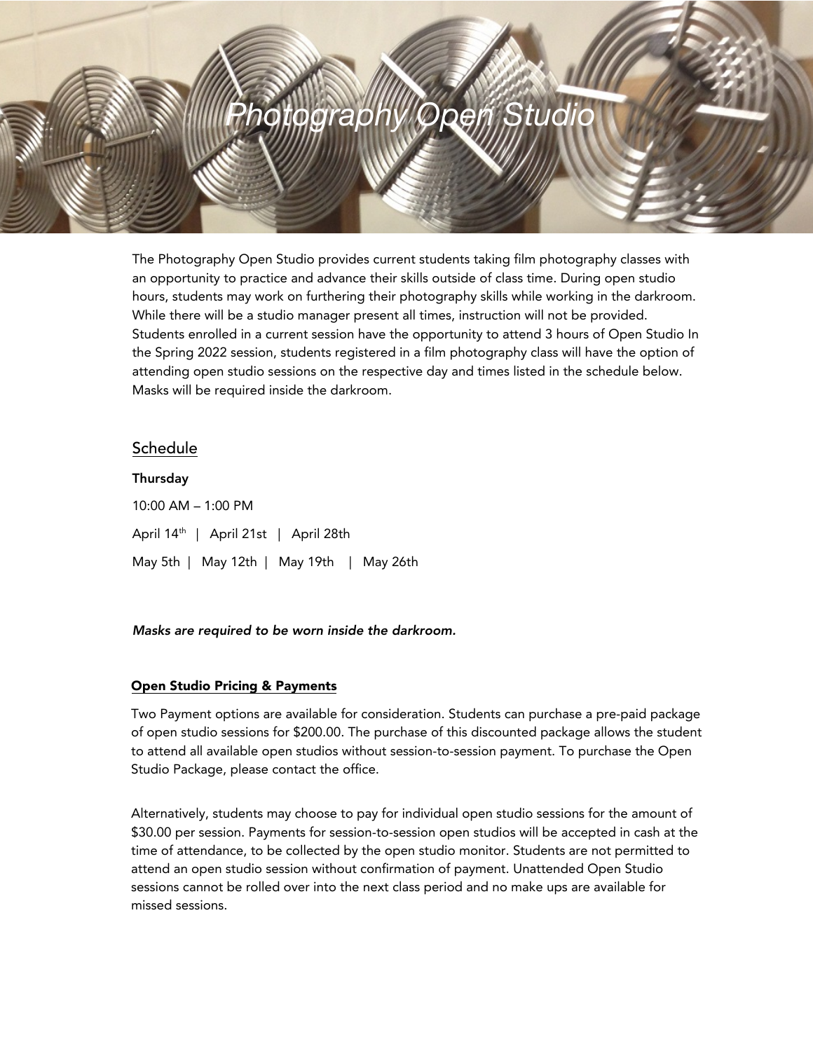# Photography Open Studio

The Photography Open Studio provides current students taking film photography classes with an opportunity to practice and advance their skills outside of class time. During open studio hours, students may work on furthering their photography skills while working in the darkroom. While there will be a studio manager present all times, instruction will not be provided. Students enrolled in a current session have the opportunity to attend 3 hours of Open Studio In the Spring 2022 session, students registered in a film photography class will have the option of attending open studio sessions on the respective day and times listed in the schedule below. Masks will be required inside the darkroom.

## Schedule

**Thursday**

10:00 AM – 1:00 PM

April 14th | April 21st | April 28th

May 5th | May 12th | May 19th | May 26th

***Masks are required to be worn inside the darkroom.***

### Open Studio Pricing & Payments

Two Payment options are available for consideration. Students can purchase a pre-paid package of open studio sessions for $200.00. The purchase of this discounted package allows the student to attend all available open studios without session-to-session payment. To purchase the Open Studio Package, please contact the office.

Alternatively, students may choose to pay for individual open studio sessions for the amount of $30.00 per session. Payments for session-to-session open studios will be accepted in cash at the time of attendance, to be collected by the open studio monitor. Students are not permitted to attend an open studio session without confirmation of payment. Unattended Open Studio sessions cannot be rolled over into the next class period and no make ups are available for missed sessions.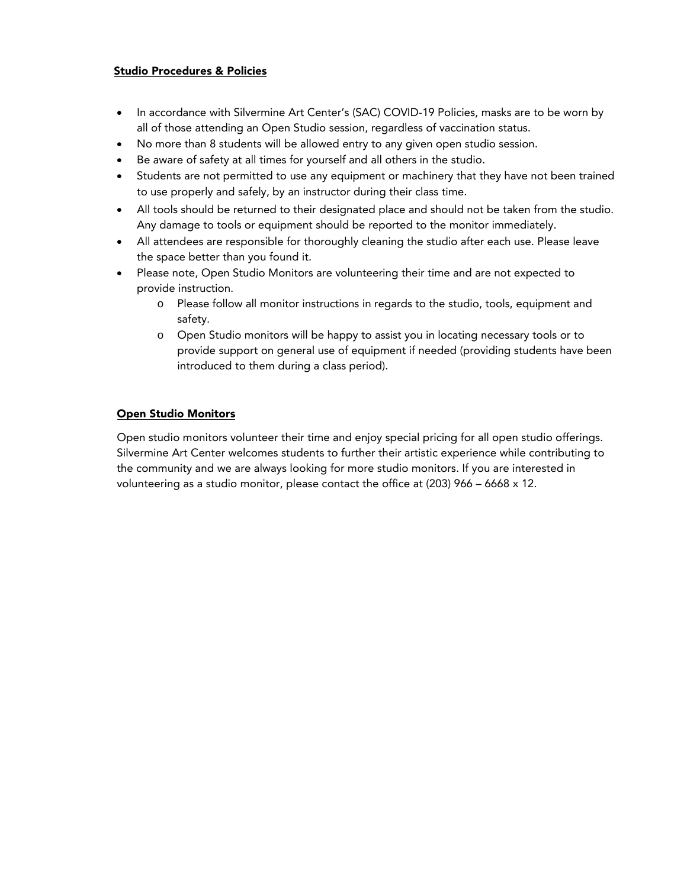**Studio Procedures & Policies**

- In accordance with Silvermine Art Center's (SAC) COVID-19 Policies, masks are to be worn by all of those attending an Open Studio session, regardless of vaccination status.
- No more than 8 students will be allowed entry to any given open studio session.
- Be aware of safety at all times for yourself and all others in the studio.
- Students are not permitted to use any equipment or machinery that they have not been trained to use properly and safely, by an instructor during their class time.
- All tools should be returned to their designated place and should not be taken from the studio. Any damage to tools or equipment should be reported to the monitor immediately.
- All attendees are responsible for thoroughly cleaning the studio after each use. Please leave the space better than you found it.
- Please note, Open Studio Monitors are volunteering their time and are not expected to provide instruction.
    - Please follow all monitor instructions in regards to the studio, tools, equipment and safety.
    - Open Studio monitors will be happy to assist you in locating necessary tools or to provide support on general use of equipment if needed (providing students have been introduced to them during a class period).

**Open Studio Monitors**

Open studio monitors volunteer their time and enjoy special pricing for all open studio offerings. Silvermine Art Center welcomes students to further their artistic experience while contributing to the community and we are always looking for more studio monitors. If you are interested in volunteering as a studio monitor, please contact the office at (203) 966 – 6668 x 12.